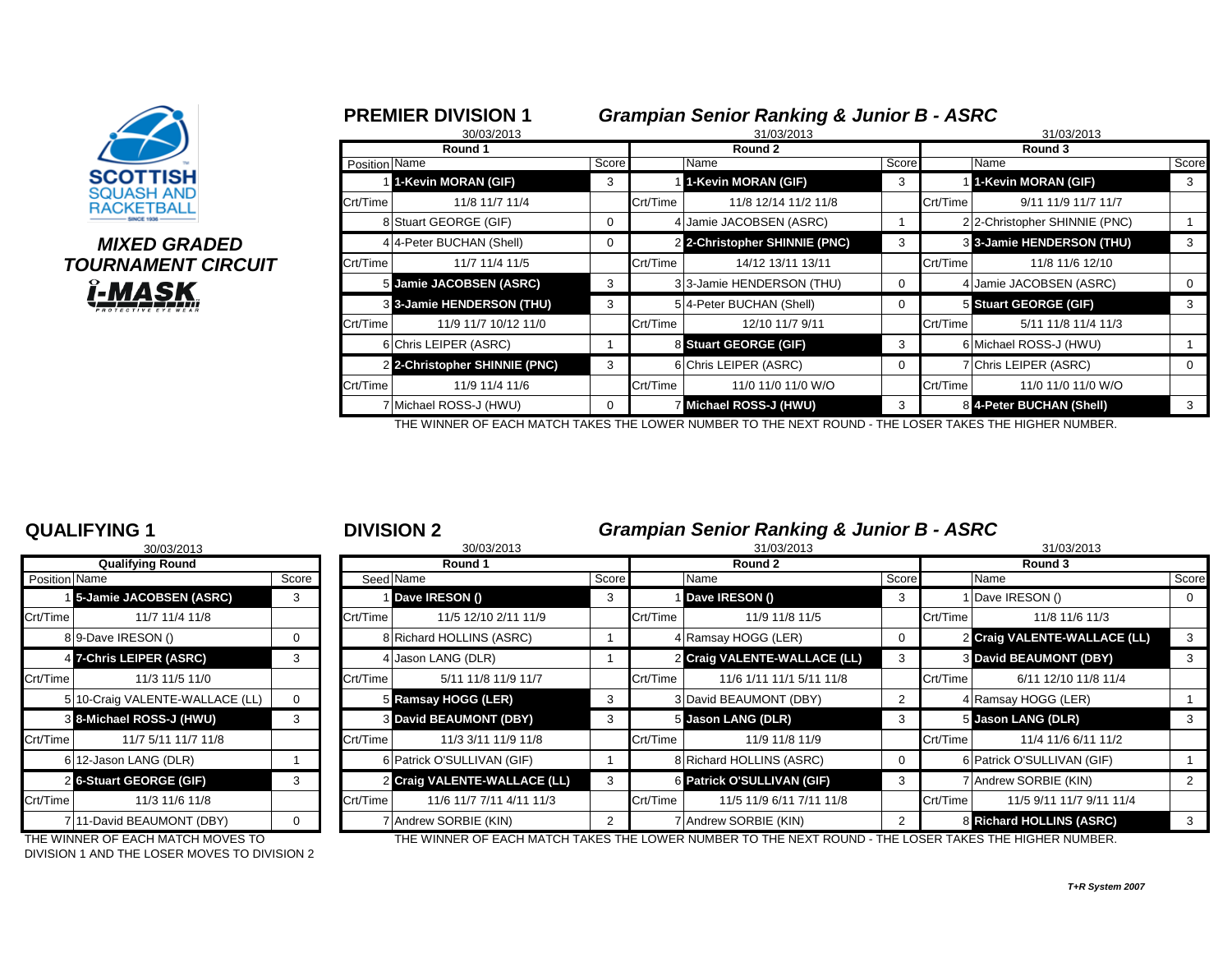SCOTTISH SQUASH AND RACKETBALL

*MIXED GRADED TOURNAMENT CIRCUIT*

i-MASK

## PREMIER DIVISION 1

### *Grampian Senior Ranking & Junior B - ASRC*

| | Round 1 (30/03/2013) | | | Round 2 (31/03/2013) | | | Round 3 (31/03/2013) | |
|---|---|---|---|---|---|---|---|---|
| Position | Name | Score | | Name | Score | | Name | Score |
| 1 | **1-Kevin MORAN (GIF)** | 3 | 1 | **1-Kevin MORAN (GIF)** | 3 | 1 | **1-Kevin MORAN (GIF)** | 3 |
| Crt/Time | 11/8 11/7 11/4 | | Crt/Time | 11/8 12/14 11/2 11/8 | | Crt/Time | 9/11 11/9 11/7 11/7 | |
| 8 | Stuart GEORGE (GIF) | 0 | 4 | Jamie JACOBSEN (ASRC) | 1 | 2 | 2-Christopher SHINNIE (PNC) | 1 |
| 4 | 4-Peter BUCHAN (Shell) | 0 | 2 | **2-Christopher SHINNIE (PNC)** | 3 | 3 | **3-Jamie HENDERSON (THU)** | 3 |
| Crt/Time | 11/7 11/4 11/5 | | Crt/Time | 14/12 13/11 13/11 | | Crt/Time | 11/8 11/6 12/10 | |
| 5 | **Jamie JACOBSEN (ASRC)** | 3 | 3 | 3-Jamie HENDERSON (THU) | 0 | 4 | Jamie JACOBSEN (ASRC) | 0 |
| 3 | **3-Jamie HENDERSON (THU)** | 3 | 5 | 4-Peter BUCHAN (Shell) | 0 | 5 | **Stuart GEORGE (GIF)** | 3 |
| Crt/Time | 11/9 11/7 10/12 11/0 | | Crt/Time | 12/10 11/7 9/11 | | Crt/Time | 5/11 11/8 11/4 11/3 | |
| 6 | Chris LEIPER (ASRC) | 1 | 8 | **Stuart GEORGE (GIF)** | 3 | 6 | Michael ROSS-J (HWU) | 1 |
| 2 | **2-Christopher SHINNIE (PNC)** | 3 | 6 | Chris LEIPER (ASRC) | 0 | 7 | Chris LEIPER (ASRC) | 0 |
| Crt/Time | 11/9 11/4 11/6 | | Crt/Time | 11/0 11/0 11/0 W/O | | Crt/Time | 11/0 11/0 11/0 W/O | |
| 7 | Michael ROSS-J (HWU) | 0 | 7 | **Michael ROSS-J (HWU)** | 3 | 8 | **4-Peter BUCHAN (Shell)** | 3 |

THE WINNER OF EACH MATCH TAKES THE LOWER NUMBER TO THE NEXT ROUND - THE LOSER TAKES THE HIGHER NUMBER.

## QUALIFYING 1

30/03/2013

| Qualifying Round | | |
|---|---|---|
| Position | Name | Score |
| 1 | **5-Jamie JACOBSEN (ASRC)** | 3 |
| Crt/Time | 11/7 11/4 11/8 | |
| 8 | 9-Dave IRESON () | 0 |
| 4 | **7-Chris LEIPER (ASRC)** | 3 |
| Crt/Time | 11/3 11/5 11/0 | |
| 5 | 10-Craig VALENTE-WALLACE (LL) | 0 |
| 3 | **8-Michael ROSS-J (HWU)** | 3 |
| Crt/Time | 11/7 5/11 11/7 11/8 | |
| 6 | 12-Jason LANG (DLR) | 1 |
| 2 | **6-Stuart GEORGE (GIF)** | 3 |
| Crt/Time | 11/3 11/6 11/8 | |
| 7 | 11-David BEAUMONT (DBY) | 0 |

THE WINNER OF EACH MATCH MOVES TO DIVISION 1 AND THE LOSER MOVES TO DIVISION 2

## DIVISION 2

### *Grampian Senior Ranking & Junior B - ASRC*

| | Round 1 (30/03/2013) | | | Round 2 (31/03/2013) | | | Round 3 (31/03/2013) | |
|---|---|---|---|---|---|---|---|---|
| Seed | Name | Score | | Name | Score | | Name | Score |
| 1 | **Dave IRESON ()** | 3 | 1 | **Dave IRESON ()** | 3 | 1 | Dave IRESON () | 0 |
| Crt/Time | 11/5 12/10 2/11 11/9 | | Crt/Time | 11/9 11/8 11/5 | | Crt/Time | 11/8 11/6 11/3 | |
| 8 | Richard HOLLINS (ASRC) | 1 | 4 | Ramsay HOGG (LER) | 0 | 2 | **Craig VALENTE-WALLACE (LL)** | 3 |
| 4 | Jason LANG (DLR) | 1 | 2 | **Craig VALENTE-WALLACE (LL)** | 3 | 3 | **David BEAUMONT (DBY)** | 3 |
| Crt/Time | 5/11 11/8 11/9 11/7 | | Crt/Time | 11/6 1/11 11/1 5/11 11/8 | | Crt/Time | 6/11 12/10 11/8 11/4 | |
| 5 | **Ramsay HOGG (LER)** | 3 | 3 | David BEAUMONT (DBY) | 2 | 4 | Ramsay HOGG (LER) | 1 |
| 3 | **David BEAUMONT (DBY)** | 3 | 5 | **Jason LANG (DLR)** | 3 | 5 | **Jason LANG (DLR)** | 3 |
| Crt/Time | 11/3 3/11 11/9 11/8 | | Crt/Time | 11/9 11/8 11/9 | | Crt/Time | 11/4 11/6 6/11 11/2 | |
| 6 | Patrick O'SULLIVAN (GIF) | 1 | 8 | Richard HOLLINS (ASRC) | 0 | 6 | Patrick O'SULLIVAN (GIF) | 1 |
| 2 | **Craig VALENTE-WALLACE (LL)** | 3 | 6 | **Patrick O'SULLIVAN (GIF)** | 3 | 7 | Andrew SORBIE (KIN) | 2 |
| Crt/Time | 11/6 11/7 7/11 4/11 11/3 | | Crt/Time | 11/5 11/9 6/11 7/11 11/8 | | Crt/Time | 11/5 9/11 11/7 9/11 11/4 | |
| 7 | Andrew SORBIE (KIN) | 2 | 7 | Andrew SORBIE (KIN) | 2 | 8 | **Richard HOLLINS (ASRC)** | 3 |

THE WINNER OF EACH MATCH TAKES THE LOWER NUMBER TO THE NEXT ROUND - THE LOSER TAKES THE HIGHER NUMBER.

*T+R System 2007*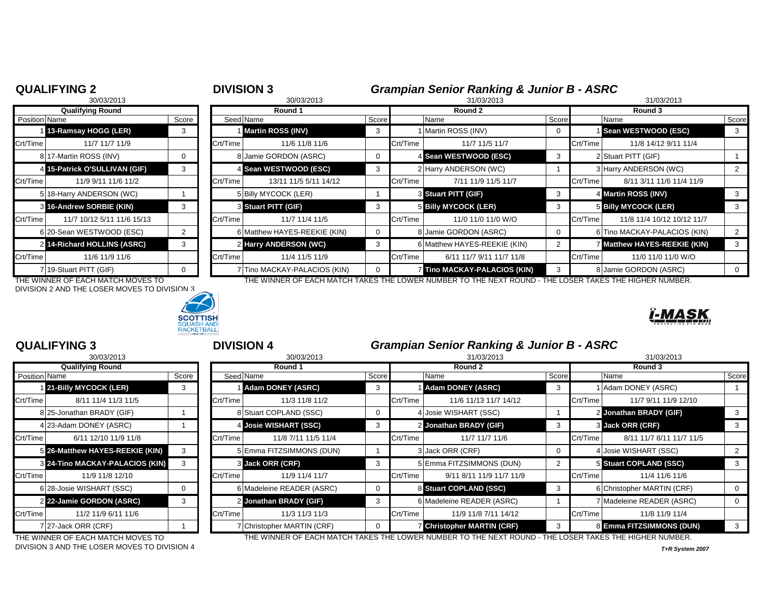## QUALIFYING 2

30/03/2013

| Position | Name | Score |
|---|---|---|
| | **Qualifying Round** | |
| 1 | **13-Ramsay HOGG (LER)** | 3 |
| Crt/Time | 11/7 11/7 11/9 | |
| 8 | 17-Martin ROSS (INV) | 0 |
| 4 | **15-Patrick O'SULLIVAN (GIF)** | 3 |
| Crt/Time | 11/9 9/11 11/6 11/2 | |
| 5 | 18-Harry ANDERSON (WC) | 1 |
| 3 | **16-Andrew SORBIE (KIN)** | 3 |
| Crt/Time | 11/7 10/12 5/11 11/6 15/13 | |
| 6 | 20-Sean WESTWOOD (ESC) | 2 |
| 2 | **14-Richard HOLLINS (ASRC)** | 3 |
| Crt/Time | 11/6 11/9 11/6 | |
| 7 | 19-Stuart PITT (GIF) | 0 |

THE WINNER OF EACH MATCH MOVES TO DIVISION 2 AND THE LOSER MOVES TO DIVISION 3

## DIVISION 3

### *Grampian Senior Ranking & Junior B - ASRC*

| Round 1 (30/03/2013) Seed | Name | Score | Round 2 (31/03/2013) | Name | Score | Round 3 (31/03/2013) | Name | Score |
|---|---|---|---|---|---|---|---|---|
| 1 | **Martin ROSS (INV)** | 3 | 1 | Martin ROSS (INV) | 0 | 1 | **Sean WESTWOOD (ESC)** | 3 |
| Crt/Time | 11/6 11/8 11/6 | | Crt/Time | 11/7 11/5 11/7 | | Crt/Time | 11/8 14/12 9/11 11/4 | |
| 8 | Jamie GORDON (ASRC) | 0 | 4 | **Sean WESTWOOD (ESC)** | 3 | 2 | Stuart PITT (GIF) | 1 |
| 4 | **Sean WESTWOOD (ESC)** | 3 | 2 | Harry ANDERSON (WC) | 1 | 3 | Harry ANDERSON (WC) | 2 |
| Crt/Time | 13/11 11/5 5/11 14/12 | | Crt/Time | 7/11 11/9 11/5 11/7 | | Crt/Time | 8/11 3/11 11/6 11/4 11/9 | |
| 5 | Billy MYCOCK (LER) | 1 | 3 | **Stuart PITT (GIF)** | 3 | 4 | **Martin ROSS (INV)** | 3 |
| 3 | **Stuart PITT (GIF)** | 3 | 5 | **Billy MYCOCK (LER)** | 3 | 5 | **Billy MYCOCK (LER)** | 3 |
| Crt/Time | 11/7 11/4 11/5 | | Crt/Time | 11/0 11/0 11/0 W/O | | Crt/Time | 11/8 11/4 10/12 10/12 11/7 | |
| 6 | Matthew HAYES-REEKIE (KIN) | 0 | 8 | Jamie GORDON (ASRC) | 0 | 6 | Tino MACKAY-PALACIOS (KIN) | 2 |
| 2 | **Harry ANDERSON (WC)** | 3 | 6 | Matthew HAYES-REEKIE (KIN) | 2 | 7 | **Matthew HAYES-REEKIE (KIN)** | 3 |
| Crt/Time | 11/4 11/5 11/9 | | Crt/Time | 6/11 11/7 9/11 11/7 11/8 | | Crt/Time | 11/0 11/0 11/0 W/O | |
| 7 | Tino MACKAY-PALACIOS (KIN) | 0 | 7 | **Tino MACKAY-PALACIOS (KIN)** | 3 | 8 | Jamie GORDON (ASRC) | 0 |

THE WINNER OF EACH MATCH TAKES THE LOWER NUMBER TO THE NEXT ROUND - THE LOSER TAKES THE HIGHER NUMBER.

## QUALIFYING 3

30/03/2013

| Position | Name | Score |
|---|---|---|
| | **Qualifying Round** | |
| 1 | **21-Billy MYCOCK (LER)** | 3 |
| Crt/Time | 8/11 11/4 11/3 11/5 | |
| 8 | 25-Jonathan BRADY (GIF) | 1 |
| 4 | 23-Adam DONEY (ASRC) | 1 |
| Crt/Time | 6/11 12/10 11/9 11/8 | |
| 5 | **26-Matthew HAYES-REEKIE (KIN)** | 3 |
| 3 | **24-Tino MACKAY-PALACIOS (KIN)** | 3 |
| Crt/Time | 11/9 11/8 12/10 | |
| 6 | 28-Josie WISHART (SSC) | 0 |
| 2 | **22-Jamie GORDON (ASRC)** | 3 |
| Crt/Time | 11/2 11/9 6/11 11/6 | |
| 7 | 27-Jack ORR (CRF) | 1 |

THE WINNER OF EACH MATCH MOVES TO DIVISION 3 AND THE LOSER MOVES TO DIVISION 4

## DIVISION 4

### *Grampian Senior Ranking & Junior B - ASRC*

| Round 1 (30/03/2013) Seed | Name | Score | Round 2 (31/03/2013) | Name | Score | Round 3 (31/03/2013) | Name | Score |
|---|---|---|---|---|---|---|---|---|
| 1 | **Adam DONEY (ASRC)** | 3 | 1 | **Adam DONEY (ASRC)** | 3 | 1 | Adam DONEY (ASRC) | 1 |
| Crt/Time | 11/3 11/8 11/2 | | Crt/Time | 11/6 11/13 11/7 14/12 | | Crt/Time | 11/7 9/11 11/9 12/10 | |
| 8 | Stuart COPLAND (SSC) | 0 | 4 | Josie WISHART (SSC) | 1 | 2 | **Jonathan BRADY (GIF)** | 3 |
| 4 | **Josie WISHART (SSC)** | 3 | 2 | **Jonathan BRADY (GIF)** | 3 | 3 | **Jack ORR (CRF)** | 3 |
| Crt/Time | 11/8 7/11 11/5 11/4 | | Crt/Time | 11/7 11/7 11/6 | | Crt/Time | 8/11 11/7 8/11 11/7 11/5 | |
| 5 | Emma FITZSIMMONS (DUN) | 1 | 3 | Jack ORR (CRF) | 0 | 4 | Josie WISHART (SSC) | 2 |
| 3 | **Jack ORR (CRF)** | 3 | 5 | Emma FITZSIMMONS (DUN) | 2 | 5 | **Stuart COPLAND (SSC)** | 3 |
| Crt/Time | 11/9 11/4 11/7 | | Crt/Time | 9/11 8/11 11/9 11/7 11/9 | | Crt/Time | 11/4 11/6 11/6 | |
| 6 | Madeleine READER (ASRC) | 0 | 8 | **Stuart COPLAND (SSC)** | 3 | 6 | Christopher MARTIN (CRF) | 0 |
| 2 | **Jonathan BRADY (GIF)** | 3 | 6 | Madeleine READER (ASRC) | 1 | 7 | Madeleine READER (ASRC) | 0 |
| Crt/Time | 11/3 11/3 11/3 | | Crt/Time | 11/9 11/8 7/11 14/12 | | Crt/Time | 11/8 11/9 11/4 | |
| 7 | Christopher MARTIN (CRF) | 0 | 7 | **Christopher MARTIN (CRF)** | 3 | 8 | **Emma FITZSIMMONS (DUN)** | 3 |

THE WINNER OF EACH MATCH TAKES THE LOWER NUMBER TO THE NEXT ROUND - THE LOSER TAKES THE HIGHER NUMBER.

*T+R System 2007*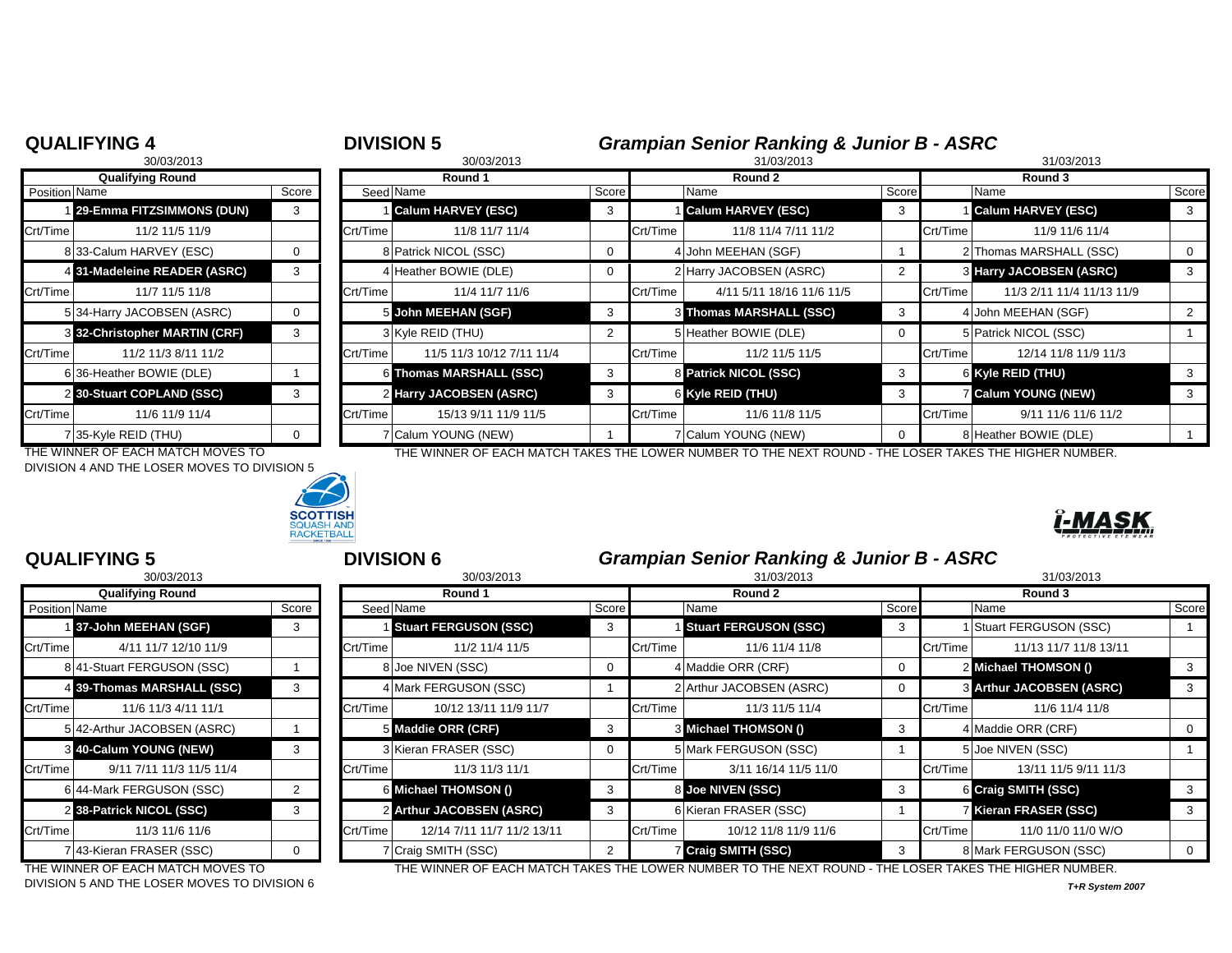## QUALIFYING 4

30/03/2013

| Position | Name | Score |
|---|---|---|
| | **Qualifying Round** | |
| 1 | **29-Emma FITZSIMMONS (DUN)** | 3 |
| Crt/Time | 11/2 11/5 11/9 | |
| 8 | 33-Calum HARVEY (ESC) | 0 |
| 4 | **31-Madeleine READER (ASRC)** | 3 |
| Crt/Time | 11/7 11/5 11/8 | |
| 5 | 34-Harry JACOBSEN (ASRC) | 0 |
| 3 | **32-Christopher MARTIN (CRF)** | 3 |
| Crt/Time | 11/2 11/3 8/11 11/2 | |
| 6 | 36-Heather BOWIE (DLE) | 1 |
| 2 | **30-Stuart COPLAND (SSC)** | 3 |
| Crt/Time | 11/6 11/9 11/4 | |
| 7 | 35-Kyle REID (THU) | 0 |

THE WINNER OF EACH MATCH MOVES TO DIVISION 4 AND THE LOSER MOVES TO DIVISION 5

## DIVISION 5

### *Grampian Senior Ranking & Junior B - ASRC*

| Seed | Round 1 (30/03/2013) Name | Score | | Round 2 (31/03/2013) Name | Score | | Round 3 (31/03/2013) Name | Score |
|---|---|---|---|---|---|---|---|---|
| 1 | **Calum HARVEY (ESC)** | 3 | 1 | **Calum HARVEY (ESC)** | 3 | 1 | **Calum HARVEY (ESC)** | 3 |
| Crt/Time | 11/8 11/7 11/4 | | Crt/Time | 11/8 11/4 7/11 11/2 | | Crt/Time | 11/9 11/6 11/4 | |
| 8 | Patrick NICOL (SSC) | 0 | 4 | John MEEHAN (SGF) | 1 | 2 | Thomas MARSHALL (SSC) | 0 |
| 4 | Heather BOWIE (DLE) | 0 | 2 | Harry JACOBSEN (ASRC) | 2 | 3 | **Harry JACOBSEN (ASRC)** | 3 |
| Crt/Time | 11/4 11/7 11/6 | | Crt/Time | 4/11 5/11 18/16 11/6 11/5 | | Crt/Time | 11/3 2/11 11/4 11/13 11/9 | |
| 5 | **John MEEHAN (SGF)** | 3 | 3 | **Thomas MARSHALL (SSC)** | 3 | 4 | John MEEHAN (SGF) | 2 |
| 3 | Kyle REID (THU) | 2 | 5 | Heather BOWIE (DLE) | 0 | 5 | Patrick NICOL (SSC) | 1 |
| Crt/Time | 11/5 11/3 10/12 7/11 11/4 | | Crt/Time | 11/2 11/5 11/5 | | Crt/Time | 12/14 11/8 11/9 11/3 | |
| 6 | **Thomas MARSHALL (SSC)** | 3 | 8 | **Patrick NICOL (SSC)** | 3 | 6 | **Kyle REID (THU)** | 3 |
| 2 | **Harry JACOBSEN (ASRC)** | 3 | 6 | **Kyle REID (THU)** | 3 | 7 | **Calum YOUNG (NEW)** | 3 |
| Crt/Time | 15/13 9/11 11/9 11/5 | | Crt/Time | 11/6 11/8 11/5 | | Crt/Time | 9/11 11/6 11/6 11/2 | |
| 7 | Calum YOUNG (NEW) | 1 | 7 | Calum YOUNG (NEW) | 0 | 8 | Heather BOWIE (DLE) | 1 |

THE WINNER OF EACH MATCH TAKES THE LOWER NUMBER TO THE NEXT ROUND - THE LOSER TAKES THE HIGHER NUMBER.

## QUALIFYING 5

30/03/2013

| Position | Name | Score |
|---|---|---|
| | **Qualifying Round** | |
| 1 | **37-John MEEHAN (SGF)** | 3 |
| Crt/Time | 4/11 11/7 12/10 11/9 | |
| 8 | 41-Stuart FERGUSON (SSC) | 1 |
| 4 | **39-Thomas MARSHALL (SSC)** | 3 |
| Crt/Time | 11/6 11/3 4/11 11/1 | |
| 5 | 42-Arthur JACOBSEN (ASRC) | 1 |
| 3 | **40-Calum YOUNG (NEW)** | 3 |
| Crt/Time | 9/11 7/11 11/3 11/5 11/4 | |
| 6 | 44-Mark FERGUSON (SSC) | 2 |
| 2 | **38-Patrick NICOL (SSC)** | 3 |
| Crt/Time | 11/3 11/6 11/6 | |
| 7 | 43-Kieran FRASER (SSC) | 0 |

THE WINNER OF EACH MATCH MOVES TO DIVISION 5 AND THE LOSER MOVES TO DIVISION 6

## DIVISION 6

### *Grampian Senior Ranking & Junior B - ASRC*

| Seed | Round 1 (30/03/2013) Name | Score | | Round 2 (31/03/2013) Name | Score | | Round 3 (31/03/2013) Name | Score |
|---|---|---|---|---|---|---|---|---|
| 1 | **Stuart FERGUSON (SSC)** | 3 | 1 | **Stuart FERGUSON (SSC)** | 3 | 1 | Stuart FERGUSON (SSC) | 1 |
| Crt/Time | 11/2 11/4 11/5 | | Crt/Time | 11/6 11/4 11/8 | | Crt/Time | 11/13 11/7 11/8 13/11 | |
| 8 | Joe NIVEN (SSC) | 0 | 4 | Maddie ORR (CRF) | 0 | 2 | **Michael THOMSON ()** | 3 |
| 4 | Mark FERGUSON (SSC) | 1 | 2 | Arthur JACOBSEN (ASRC) | 0 | 3 | **Arthur JACOBSEN (ASRC)** | 3 |
| Crt/Time | 10/12 13/11 11/9 11/7 | | Crt/Time | 11/3 11/5 11/4 | | Crt/Time | 11/6 11/4 11/8 | |
| 5 | **Maddie ORR (CRF)** | 3 | 3 | **Michael THOMSON ()** | 3 | 4 | Maddie ORR (CRF) | 0 |
| 3 | Kieran FRASER (SSC) | 0 | 5 | Mark FERGUSON (SSC) | 1 | 5 | Joe NIVEN (SSC) | 1 |
| Crt/Time | 11/3 11/3 11/1 | | Crt/Time | 3/11 16/14 11/5 11/0 | | Crt/Time | 13/11 11/5 9/11 11/3 | |
| 6 | **Michael THOMSON ()** | 3 | 8 | **Joe NIVEN (SSC)** | 3 | 6 | **Craig SMITH (SSC)** | 3 |
| 2 | **Arthur JACOBSEN (ASRC)** | 3 | 6 | Kieran FRASER (SSC) | 1 | 7 | **Kieran FRASER (SSC)** | 3 |
| Crt/Time | 12/14 7/11 11/7 11/2 13/11 | | Crt/Time | 10/12 11/8 11/9 11/6 | | Crt/Time | 11/0 11/0 11/0 W/O | |
| 7 | Craig SMITH (SSC) | 2 | 7 | **Craig SMITH (SSC)** | 3 | 8 | Mark FERGUSON (SSC) | 0 |

THE WINNER OF EACH MATCH TAKES THE LOWER NUMBER TO THE NEXT ROUND - THE LOSER TAKES THE HIGHER NUMBER.

*T+R System 2007*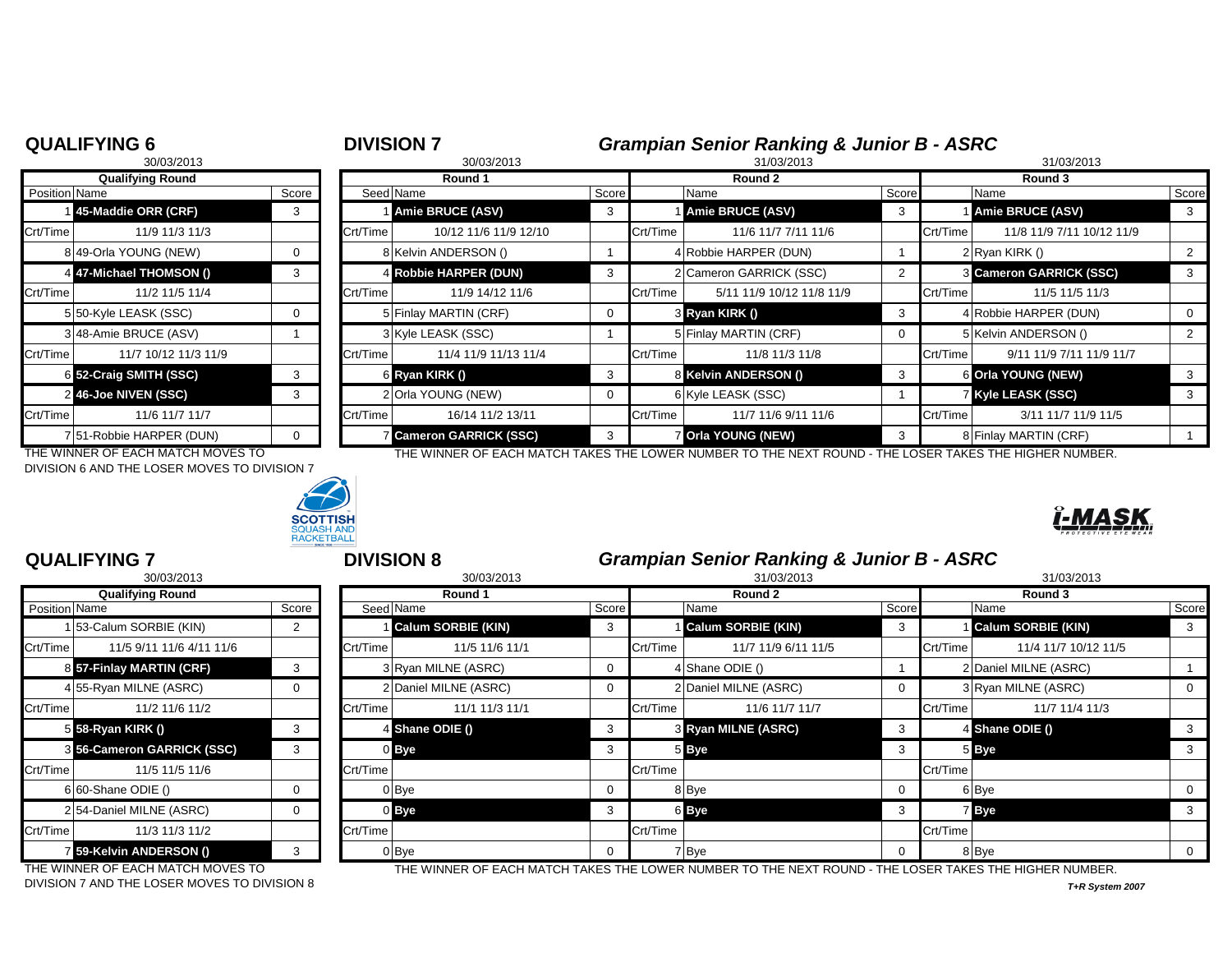## QUALIFYING 6

30/03/2013

| Position | Name | Score |
|---|---|---|
| | **Qualifying Round** | |
| 1 | **45-Maddie ORR (CRF)** | 3 |
| Crt/Time | 11/9 11/3 11/3 | |
| 8 | 49-Orla YOUNG (NEW) | 0 |
| 4 | **47-Michael THOMSON ()** | 3 |
| Crt/Time | 11/2 11/5 11/4 | |
| 5 | 50-Kyle LEASK (SSC) | 0 |
| 3 | 48-Amie BRUCE (ASV) | 1 |
| Crt/Time | 11/7 10/12 11/3 11/9 | |
| 6 | **52-Craig SMITH (SSC)** | 3 |
| 2 | **46-Joe NIVEN (SSC)** | 3 |
| Crt/Time | 11/6 11/7 11/7 | |
| 7 | 51-Robbie HARPER (DUN) | 0 |

THE WINNER OF EACH MATCH MOVES TO DIVISION 6 AND THE LOSER MOVES TO DIVISION 7

## DIVISION 7

### *Grampian Senior Ranking & Junior B - ASRC*

| Seed | Round 1 (30/03/2013) Name | Score | | Round 2 (31/03/2013) Name | Score | | Round 3 (31/03/2013) Name | Score |
|---|---|---|---|---|---|---|---|---|
| 1 | **Amie BRUCE (ASV)** | 3 | 1 | **Amie BRUCE (ASV)** | 3 | 1 | **Amie BRUCE (ASV)** | 3 |
| Crt/Time | 10/12 11/6 11/9 12/10 | | Crt/Time | 11/6 11/7 7/11 11/6 | | Crt/Time | 11/8 11/9 7/11 10/12 11/9 | |
| 8 | Kelvin ANDERSON () | 1 | 4 | Robbie HARPER (DUN) | 1 | 2 | Ryan KIRK () | 2 |
| 4 | **Robbie HARPER (DUN)** | 3 | 2 | Cameron GARRICK (SSC) | 2 | 3 | **Cameron GARRICK (SSC)** | 3 |
| Crt/Time | 11/9 14/12 11/6 | | Crt/Time | 5/11 11/9 10/12 11/8 11/9 | | Crt/Time | 11/5 11/5 11/3 | |
| 5 | Finlay MARTIN (CRF) | 0 | 3 | **Ryan KIRK ()** | 3 | 4 | Robbie HARPER (DUN) | 0 |
| 3 | Kyle LEASK (SSC) | 1 | 5 | Finlay MARTIN (CRF) | 0 | 5 | Kelvin ANDERSON () | 2 |
| Crt/Time | 11/4 11/9 11/13 11/4 | | Crt/Time | 11/8 11/3 11/8 | | Crt/Time | 9/11 11/9 7/11 11/9 11/7 | |
| 6 | **Ryan KIRK ()** | 3 | 8 | **Kelvin ANDERSON ()** | 3 | 6 | **Orla YOUNG (NEW)** | 3 |
| 2 | Orla YOUNG (NEW) | 0 | 6 | Kyle LEASK (SSC) | 1 | 7 | **Kyle LEASK (SSC)** | 3 |
| Crt/Time | 16/14 11/2 13/11 | | Crt/Time | 11/7 11/6 9/11 11/6 | | Crt/Time | 3/11 11/7 11/9 11/5 | |
| 7 | **Cameron GARRICK (SSC)** | 3 | 7 | **Orla YOUNG (NEW)** | 3 | 8 | Finlay MARTIN (CRF) | 1 |

THE WINNER OF EACH MATCH TAKES THE LOWER NUMBER TO THE NEXT ROUND - THE LOSER TAKES THE HIGHER NUMBER.

## QUALIFYING 7

30/03/2013

| Position | Name | Score |
|---|---|---|
| | **Qualifying Round** | |
| 1 | 53-Calum SORBIE (KIN) | 2 |
| Crt/Time | 11/5 9/11 11/6 4/11 11/6 | |
| 8 | **57-Finlay MARTIN (CRF)** | 3 |
| 4 | 55-Ryan MILNE (ASRC) | 0 |
| Crt/Time | 11/2 11/6 11/2 | |
| 5 | **58-Ryan KIRK ()** | 3 |
| 3 | **56-Cameron GARRICK (SSC)** | 3 |
| Crt/Time | 11/5 11/5 11/6 | |
| 6 | 60-Shane ODIE () | 0 |
| 2 | 54-Daniel MILNE (ASRC) | 0 |
| Crt/Time | 11/3 11/3 11/2 | |
| 7 | **59-Kelvin ANDERSON ()** | 3 |

THE WINNER OF EACH MATCH MOVES TO DIVISION 7 AND THE LOSER MOVES TO DIVISION 8

## DIVISION 8

### *Grampian Senior Ranking & Junior B - ASRC*

| Seed | Round 1 (30/03/2013) Name | Score | | Round 2 (31/03/2013) Name | Score | | Round 3 (31/03/2013) Name | Score |
|---|---|---|---|---|---|---|---|---|
| 1 | **Calum SORBIE (KIN)** | 3 | 1 | **Calum SORBIE (KIN)** | 3 | 1 | **Calum SORBIE (KIN)** | 3 |
| Crt/Time | 11/5 11/6 11/1 | | Crt/Time | 11/7 11/9 6/11 11/5 | | Crt/Time | 11/4 11/7 10/12 11/5 | |
| 3 | Ryan MILNE (ASRC) | 0 | 4 | Shane ODIE () | 1 | 2 | Daniel MILNE (ASRC) | 1 |
| 2 | Daniel MILNE (ASRC) | 0 | 2 | Daniel MILNE (ASRC) | 0 | 3 | Ryan MILNE (ASRC) | 0 |
| Crt/Time | 11/1 11/3 11/1 | | Crt/Time | 11/6 11/7 11/7 | | Crt/Time | 11/7 11/4 11/3 | |
| 4 | **Shane ODIE ()** | 3 | 3 | **Ryan MILNE (ASRC)** | 3 | 4 | **Shane ODIE ()** | 3 |
| 0 | **Bye** | 3 | 5 | **Bye** | 3 | 5 | **Bye** | 3 |
| Crt/Time | | | Crt/Time | | | Crt/Time | | |
| 0 | Bye | 0 | 8 | Bye | 0 | 6 | Bye | 0 |
| 0 | **Bye** | 3 | 6 | **Bye** | 3 | 7 | **Bye** | 3 |
| Crt/Time | | | Crt/Time | | | Crt/Time | | |
| 0 | Bye | 0 | 7 | Bye | 0 | 8 | Bye | 0 |

THE WINNER OF EACH MATCH TAKES THE LOWER NUMBER TO THE NEXT ROUND - THE LOSER TAKES THE HIGHER NUMBER.

*T+R System 2007*